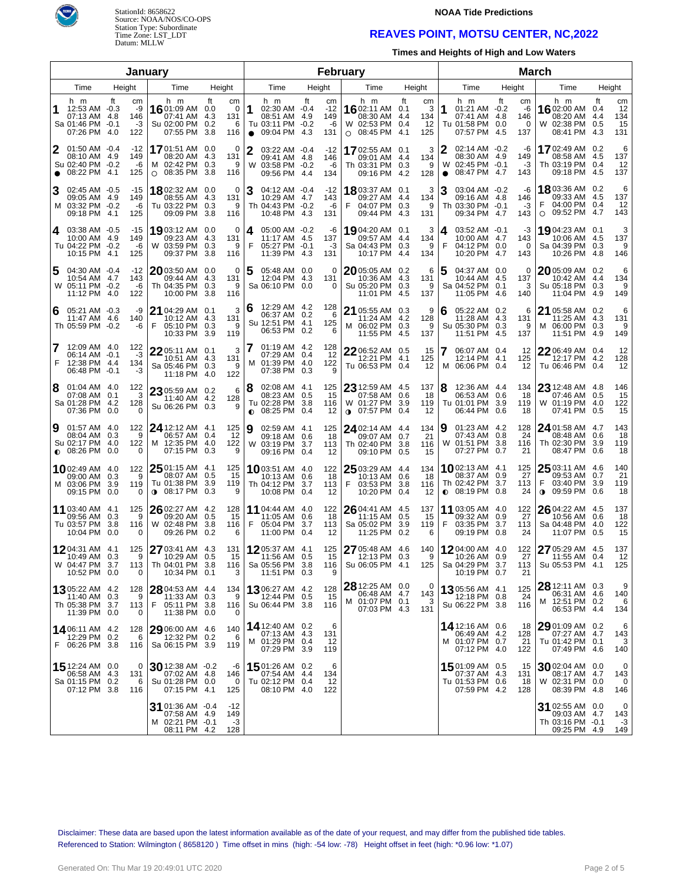**NOAA Tide Predictions**

StationId: 8658622
Source: NOAA/NOS/CO-OPS
Station Type: Subordinate
Time Zone: LST_LDT
Datum: MLLW

# REAVES POINT, MOTSU CENTER, NC,2022

### Times and Heights of High and Low Waters

## January

| Day | Time (h m) | Height (ft) | Height (cm) |
|---|---|---|---|
| 1 Sa | 12:53 AM | -0.3 | -9 |
| | 07:13 AM | 4.8 | 146 |
| | 01:46 PM | -0.1 | -3 |
| | 07:26 PM | 4.0 | 122 |
| 2 Su ● | 01:50 AM | -0.4 | -12 |
| | 08:10 AM | 4.9 | 149 |
| | 02:40 PM | -0.2 | -6 |
| | 08:22 PM | 4.1 | 125 |
| 3 M | 02:45 AM | -0.5 | -15 |
| | 09:05 AM | 4.9 | 149 |
| | 03:32 PM | -0.2 | -6 |
| | 09:18 PM | 4.1 | 125 |
| 4 Tu | 03:38 AM | -0.5 | -15 |
| | 10:00 AM | 4.9 | 149 |
| | 04:22 PM | -0.2 | -6 |
| | 10:15 PM | 4.1 | 125 |
| 5 W | 04:30 AM | -0.4 | -12 |
| | 10:54 AM | 4.7 | 143 |
| | 05:11 PM | -0.2 | -6 |
| | 11:12 PM | 4.0 | 122 |
| 6 Th | 05:21 AM | -0.3 | -9 |
| | 11:47 AM | 4.6 | 140 |
| | 05:59 PM | -0.2 | -6 |
| 7 F | 12:09 AM | 4.0 | 122 |
| | 06:14 AM | -0.1 | -3 |
| | 12:38 PM | 4.4 | 134 |
| | 06:48 PM | -0.1 | -3 |
| 8 Sa | 01:04 AM | 4.0 | 122 |
| | 07:08 AM | 0.1 | 3 |
| | 01:28 PM | 4.2 | 128 |
| | 07:36 PM | 0.0 | 0 |
| 9 Su ◐ | 01:57 AM | 4.0 | 122 |
| | 08:04 AM | 0.3 | 9 |
| | 02:17 PM | 4.0 | 122 |
| | 08:26 PM | 0.0 | 0 |
| 10 M | 02:49 AM | 4.0 | 122 |
| | 09:00 AM | 0.3 | 9 |
| | 03:06 PM | 3.9 | 119 |
| | 09:15 PM | 0.0 | 0 |
| 11 Tu | 03:40 AM | 4.1 | 125 |
| | 09:56 AM | 0.3 | 9 |
| | 03:57 PM | 3.8 | 116 |
| | 10:04 PM | 0.0 | 0 |
| 12 W | 04:31 AM | 4.1 | 125 |
| | 10:49 AM | 0.3 | 9 |
| | 04:47 PM | 3.7 | 113 |
| | 10:52 PM | 0.0 | 0 |
| 13 Th | 05:22 AM | 4.2 | 128 |
| | 11:40 AM | 0.3 | 9 |
| | 05:38 PM | 3.7 | 113 |
| | 11:39 PM | 0.0 | 0 |
| 14 F | 06:11 AM | 4.2 | 128 |
| | 12:29 PM | 0.2 | 6 |
| | 06:26 PM | 3.8 | 116 |
| 15 Sa | 12:24 AM | 0.0 | 0 |
| | 06:58 AM | 4.3 | 131 |
| | 01:15 PM | 0.2 | 6 |
| | 07:12 PM | 3.8 | 116 |
| 16 Su | 01:09 AM | 0.0 | 0 |
| | 07:41 AM | 4.3 | 131 |
| | 02:00 PM | 0.2 | 6 |
| | 07:55 PM | 3.8 | 116 |
| 17 M ○ | 01:51 AM | 0.0 | 0 |
| | 08:20 AM | 4.3 | 131 |
| | 02:42 PM | 0.3 | 9 |
| | 08:35 PM | 3.8 | 116 |
| 18 Tu | 02:32 AM | 0.0 | 0 |
| | 08:55 AM | 4.3 | 131 |
| | 03:22 PM | 0.3 | 9 |
| | 09:09 PM | 3.8 | 116 |
| 19 W | 03:12 AM | 0.0 | 0 |
| | 09:23 AM | 4.3 | 131 |
| | 03:59 PM | 0.3 | 9 |
| | 09:37 PM | 3.8 | 116 |
| 20 Th | 03:50 AM | 0.0 | 0 |
| | 09:44 AM | 4.3 | 131 |
| | 04:35 PM | 0.3 | 9 |
| | 10:00 PM | 3.8 | 116 |
| 21 F | 04:29 AM | 0.1 | 3 |
| | 10:12 AM | 4.3 | 131 |
| | 05:10 PM | 0.3 | 9 |
| | 10:33 PM | 3.9 | 119 |
| 22 Sa | 05:11 AM | 0.1 | 3 |
| | 10:51 AM | 4.3 | 131 |
| | 05:46 PM | 0.3 | 9 |
| | 11:18 PM | 4.0 | 122 |
| 23 Su | 05:59 AM | 0.2 | 6 |
| | 11:40 AM | 4.2 | 128 |
| | 06:26 PM | 0.3 | 9 |
| 24 M | 12:12 AM | 4.1 | 125 |
| | 06:57 AM | 0.4 | 12 |
| | 12:35 PM | 4.0 | 122 |
| | 07:15 PM | 0.3 | 9 |
| 25 Tu ◑ | 01:15 AM | 4.1 | 125 |
| | 08:07 AM | 0.5 | 15 |
| | 01:38 PM | 3.9 | 119 |
| | 08:17 PM | 0.3 | 9 |
| 26 W | 02:27 AM | 4.2 | 128 |
| | 09:20 AM | 0.5 | 15 |
| | 02:48 PM | 3.8 | 116 |
| | 09:26 PM | 0.2 | 6 |
| 27 Th | 03:41 AM | 4.3 | 131 |
| | 10:29 AM | 0.5 | 15 |
| | 04:01 PM | 3.8 | 116 |
| | 10:34 PM | 0.1 | 3 |
| 28 F | 04:53 AM | 4.4 | 134 |
| | 11:33 AM | 0.3 | 9 |
| | 05:11 PM | 3.8 | 116 |
| | 11:38 PM | 0.0 | 0 |
| 29 Sa | 06:00 AM | 4.6 | 140 |
| | 12:32 PM | 0.2 | 6 |
| | 06:15 PM | 3.9 | 119 |
| 30 Su | 12:38 AM | -0.2 | -6 |
| | 07:02 AM | 4.8 | 146 |
| | 01:28 PM | 0.0 | 0 |
| | 07:15 PM | 4.1 | 125 |
| 31 M | 01:36 AM | -0.4 | -12 |
| | 07:58 AM | 4.9 | 149 |
| | 02:21 PM | -0.1 | -3 |
| | 08:11 PM | 4.2 | 128 |

## February

| Day | Time (h m) | Height (ft) | Height (cm) |
|---|---|---|---|
| 1 Tu ● | 02:30 AM | -0.4 | -12 |
| | 08:51 AM | 4.9 | 149 |
| | 03:11 PM | -0.2 | -6 |
| | 09:04 PM | 4.3 | 131 |
| 2 W | 03:22 AM | -0.4 | -12 |
| | 09:41 AM | 4.8 | 146 |
| | 03:58 PM | -0.2 | -6 |
| | 09:56 PM | 4.4 | 134 |
| 3 Th | 04:12 AM | -0.4 | -12 |
| | 10:29 AM | 4.7 | 143 |
| | 04:43 PM | -0.2 | -6 |
| | 10:48 PM | 4.3 | 131 |
| 4 F | 05:00 AM | -0.2 | -6 |
| | 11:17 AM | 4.5 | 137 |
| | 05:27 PM | -0.1 | -3 |
| | 11:39 PM | 4.3 | 131 |
| 5 Sa | 05:48 AM | 0.0 | 0 |
| | 12:04 PM | 4.3 | 131 |
| | 06:10 PM | 0.0 | 0 |
| 6 Su | 12:29 AM | 4.2 | 128 |
| | 06:37 AM | 0.2 | 6 |
| | 12:51 PM | 4.1 | 125 |
| | 06:53 PM | 0.2 | 6 |
| 7 M | 01:19 AM | 4.2 | 128 |
| | 07:29 AM | 0.4 | 12 |
| | 01:39 PM | 4.0 | 122 |
| | 07:38 PM | 0.3 | 9 |
| 8 Tu ◐ | 02:08 AM | 4.1 | 125 |
| | 08:23 AM | 0.5 | 15 |
| | 02:28 PM | 3.8 | 116 |
| | 08:25 PM | 0.4 | 12 |
| 9 W | 02:59 AM | 4.1 | 125 |
| | 09:18 AM | 0.6 | 18 |
| | 03:19 PM | 3.7 | 113 |
| | 09:16 PM | 0.4 | 12 |
| 10 Th | 03:51 AM | 4.0 | 122 |
| | 10:13 AM | 0.6 | 18 |
| | 04:12 PM | 3.7 | 113 |
| | 10:08 PM | 0.4 | 12 |
| 11 F | 04:44 AM | 4.0 | 122 |
| | 11:05 AM | 0.6 | 18 |
| | 05:04 PM | 3.7 | 113 |
| | 11:00 PM | 0.4 | 12 |
| 12 Sa | 05:37 AM | 4.1 | 125 |
| | 11:56 AM | 0.5 | 15 |
| | 05:56 PM | 3.8 | 116 |
| | 11:51 PM | 0.3 | 9 |
| 13 Su | 06:27 AM | 4.2 | 128 |
| | 12:44 PM | 0.5 | 15 |
| | 06:44 PM | 3.8 | 116 |
| 14 M | 12:40 AM | 0.2 | 6 |
| | 07:13 AM | 4.3 | 131 |
| | 01:29 PM | 0.4 | 12 |
| | 07:29 PM | 3.9 | 119 |
| 15 Tu | 01:26 AM | 0.2 | 6 |
| | 07:54 AM | 4.4 | 134 |
| | 02:12 PM | 0.4 | 12 |
| | 08:10 PM | 4.0 | 122 |
| 16 W ○ | 02:11 AM | 0.1 | 3 |
| | 08:30 AM | 4.4 | 134 |
| | 02:53 PM | 0.4 | 12 |
| | 08:45 PM | 4.1 | 125 |
| 17 Th | 02:55 AM | 0.1 | 3 |
| | 09:01 AM | 4.4 | 134 |
| | 03:31 PM | 0.3 | 9 |
| | 09:16 PM | 4.2 | 128 |
| 18 F | 03:37 AM | 0.1 | 3 |
| | 09:27 AM | 4.4 | 134 |
| | 04:07 PM | 0.3 | 9 |
| | 09:44 PM | 4.3 | 131 |
| 19 Sa | 04:20 AM | 0.1 | 3 |
| | 09:57 AM | 4.4 | 134 |
| | 04:43 PM | 0.3 | 9 |
| | 10:17 PM | 4.4 | 134 |
| 20 Su | 05:05 AM | 0.2 | 6 |
| | 10:36 AM | 4.3 | 131 |
| | 05:20 PM | 0.3 | 9 |
| | 11:01 PM | 4.5 | 137 |
| 21 M | 05:55 AM | 0.3 | 9 |
| | 11:24 AM | 4.2 | 128 |
| | 06:02 PM | 0.3 | 9 |
| | 11:55 PM | 4.5 | 137 |
| 22 Tu | 06:52 AM | 0.5 | 15 |
| | 12:21 PM | 4.1 | 125 |
| | 06:53 PM | 0.4 | 12 |
| 23 W ◑ | 12:59 AM | 4.5 | 137 |
| | 07:58 AM | 0.6 | 18 |
| | 01:27 PM | 3.9 | 119 |
| | 07:57 PM | 0.4 | 12 |
| 24 Th | 02:14 AM | 4.4 | 134 |
| | 09:07 AM | 0.7 | 21 |
| | 02:40 PM | 3.8 | 116 |
| | 09:10 PM | 0.5 | 15 |
| 25 F | 03:29 AM | 4.4 | 134 |
| | 10:13 AM | 0.6 | 18 |
| | 03:53 PM | 3.8 | 116 |
| | 10:20 PM | 0.4 | 12 |
| 26 Sa | 04:41 AM | 4.5 | 137 |
| | 11:15 AM | 0.5 | 15 |
| | 05:02 PM | 3.9 | 119 |
| | 11:25 PM | 0.2 | 6 |
| 27 Su | 05:48 AM | 4.6 | 140 |
| | 12:13 PM | 0.3 | 9 |
| | 06:05 PM | 4.1 | 125 |
| 28 M | 12:25 AM | 0.0 | 0 |
| | 06:48 AM | 4.7 | 143 |
| | 01:07 PM | 0.1 | 3 |
| | 07:03 PM | 4.3 | 131 |

## March

| Day | Time (h m) | Height (ft) | Height (cm) |
|---|---|---|---|
| 1 Tu | 01:21 AM | -0.2 | -6 |
| | 07:41 AM | 4.8 | 146 |
| | 01:58 PM | 0.0 | 0 |
| | 07:57 PM | 4.5 | 137 |
| 2 W ● | 02:14 AM | -0.2 | -6 |
| | 08:30 AM | 4.9 | 149 |
| | 02:45 PM | -0.1 | -3 |
| | 08:47 PM | 4.7 | 143 |
| 3 Th | 03:04 AM | -0.2 | -6 |
| | 09:16 AM | 4.8 | 146 |
| | 03:30 PM | -0.1 | -3 |
| | 09:34 PM | 4.7 | 143 |
| 4 F | 03:52 AM | -0.1 | -3 |
| | 10:00 AM | 4.7 | 143 |
| | 04:12 PM | 0.0 | 0 |
| | 10:20 PM | 4.7 | 143 |
| 5 Sa | 04:37 AM | 0.0 | 0 |
| | 10:44 AM | 4.5 | 137 |
| | 04:52 PM | 0.1 | 3 |
| | 11:05 PM | 4.6 | 140 |
| 6 Su | 05:22 AM | 0.2 | 6 |
| | 11:28 AM | 4.3 | 131 |
| | 05:30 PM | 0.3 | 9 |
| | 11:51 PM | 4.5 | 137 |
| 7 M | 06:07 AM | 0.4 | 12 |
| | 12:14 PM | 4.1 | 125 |
| | 06:06 PM | 0.4 | 12 |
| 8 Tu | 12:36 AM | 4.4 | 134 |
| | 06:53 AM | 0.6 | 18 |
| | 01:01 PM | 3.9 | 119 |
| | 06:44 PM | 0.6 | 18 |
| 9 W | 01:23 AM | 4.2 | 128 |
| | 07:43 AM | 0.8 | 24 |
| | 01:51 PM | 3.8 | 116 |
| | 07:27 PM | 0.7 | 21 |
| 10 Th ◐ | 02:13 AM | 4.1 | 125 |
| | 08:37 AM | 0.9 | 27 |
| | 02:42 PM | 3.7 | 113 |
| | 08:19 PM | 0.8 | 24 |
| 11 F | 03:05 AM | 4.0 | 122 |
| | 09:32 AM | 0.9 | 27 |
| | 03:35 PM | 3.7 | 113 |
| | 09:19 PM | 0.8 | 24 |
| 12 Sa | 04:00 AM | 4.0 | 122 |
| | 10:26 AM | 0.9 | 27 |
| | 04:29 PM | 3.7 | 113 |
| | 10:19 PM | 0.7 | 21 |
| 13 Su | 05:56 AM | 4.1 | 125 |
| | 12:18 PM | 0.8 | 24 |
| | 06:22 PM | 3.8 | 116 |
| 14 M | 12:16 AM | 0.6 | 18 |
| | 06:49 AM | 4.2 | 128 |
| | 01:07 PM | 0.7 | 21 |
| | 07:12 PM | 4.0 | 122 |
| 15 Tu | 01:09 AM | 0.5 | 15 |
| | 07:37 AM | 4.3 | 131 |
| | 01:53 PM | 0.6 | 18 |
| | 07:59 PM | 4.2 | 128 |
| 16 W | 02:00 AM | 0.4 | 12 |
| | 08:20 AM | 4.4 | 134 |
| | 02:38 PM | 0.5 | 15 |
| | 08:41 PM | 4.3 | 131 |
| 17 Th | 02:49 AM | 0.2 | 6 |
| | 08:58 AM | 4.5 | 137 |
| | 03:19 PM | 0.4 | 12 |
| | 09:18 PM | 4.5 | 137 |
| 18 F ○ | 03:36 AM | 0.2 | 6 |
| | 09:33 AM | 4.5 | 137 |
| | 04:00 PM | 0.4 | 12 |
| | 09:52 PM | 4.7 | 143 |
| 19 Sa | 04:23 AM | 0.1 | 3 |
| | 10:06 AM | 4.5 | 137 |
| | 04:39 PM | 0.3 | 9 |
| | 10:26 PM | 4.8 | 146 |
| 20 Su | 05:09 AM | 0.2 | 6 |
| | 10:42 AM | 4.4 | 134 |
| | 05:18 PM | 0.3 | 9 |
| | 11:04 PM | 4.9 | 149 |
| 21 M | 05:58 AM | 0.2 | 6 |
| | 11:25 AM | 4.3 | 131 |
| | 06:00 PM | 0.3 | 9 |
| | 11:51 PM | 4.9 | 149 |
| 22 Tu | 06:49 AM | 0.4 | 12 |
| | 12:17 PM | 4.2 | 128 |
| | 06:46 PM | 0.4 | 12 |
| 23 W | 12:48 AM | 4.8 | 146 |
| | 07:46 AM | 0.5 | 15 |
| | 01:19 PM | 4.0 | 122 |
| | 07:41 PM | 0.5 | 15 |
| 24 Th | 01:58 AM | 4.7 | 143 |
| | 08:48 AM | 0.6 | 18 |
| | 02:30 PM | 3.9 | 119 |
| | 08:47 PM | 0.6 | 18 |
| 25 F ◑ | 03:11 AM | 4.6 | 140 |
| | 09:53 AM | 0.7 | 21 |
| | 03:40 PM | 3.9 | 119 |
| | 09:59 PM | 0.6 | 18 |
| 26 Sa | 04:22 AM | 4.5 | 137 |
| | 10:56 AM | 0.6 | 18 |
| | 04:48 PM | 4.0 | 122 |
| | 11:07 PM | 0.5 | 15 |
| 27 Su | 05:29 AM | 4.5 | 137 |
| | 11:55 AM | 0.4 | 12 |
| | 05:53 PM | 4.1 | 125 |
| 28 M | 12:11 AM | 0.3 | 9 |
| | 06:31 AM | 4.6 | 140 |
| | 12:51 PM | 0.2 | 6 |
| | 06:53 PM | 4.4 | 134 |
| 29 Tu | 01:09 AM | 0.2 | 6 |
| | 07:27 AM | 4.7 | 143 |
| | 01:42 PM | 0.1 | 3 |
| | 07:49 PM | 4.6 | 140 |
| 30 W | 02:04 AM | 0.0 | 0 |
| | 08:17 AM | 4.7 | 143 |
| | 02:31 PM | 0.0 | 0 |
| | 08:39 PM | 4.8 | 146 |
| 31 Th | 02:55 AM | 0.0 | 0 |
| | 09:03 AM | 4.7 | 143 |
| | 03:16 PM | -0.1 | -3 |
| | 09:25 PM | 4.9 | 149 |

Disclaimer: These data are based upon the latest information available as of the date of your request, and may differ from the published tide tables.
Referenced to Station: Wilmington ( 8658120 ) Time offset in mins (high: -54 low: -78) Height offset in feet (high: *0.96 low: *1.07)

Generated On: Thu Mar 19 20:49:01 UTC 2020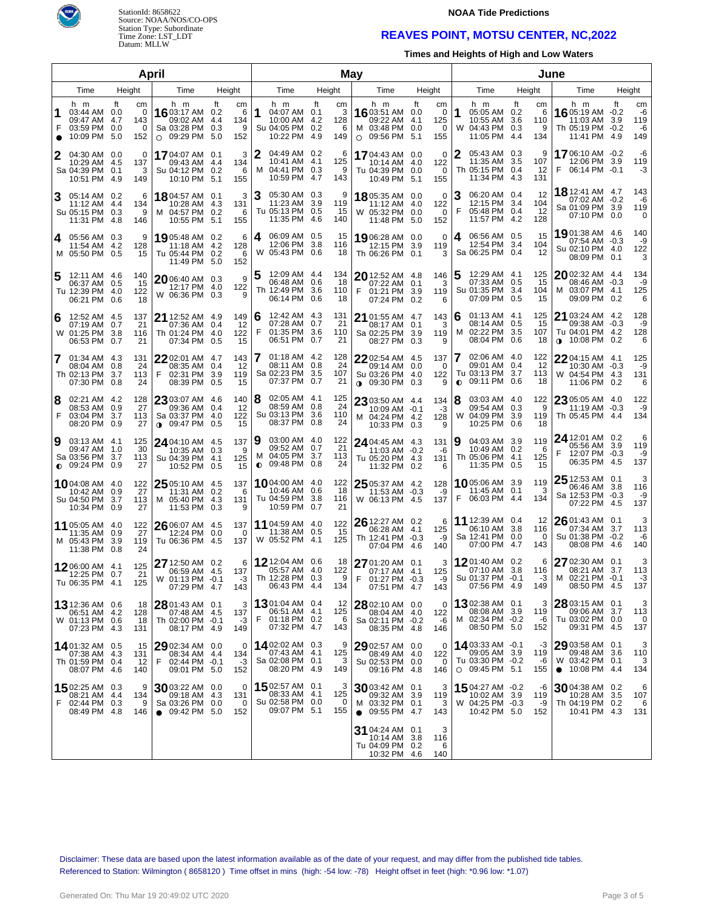StationId: 8658622
Source: NOAA/NOS/CO-OPS
Station Type: Subordinate
Time Zone: LST_LDT
Datum: MLLW

**NOAA Tide Predictions**

## REAVES POINT, MOTSU CENTER, NC,2022

**Times and Heights of High and Low Waters**

### April

| Day | Time | ft | cm |
|---|---|---|---|
| 1 F ● | 03:44 AM | 0.0 | 0 |
| | 09:47 AM | 4.7 | 143 |
| | 03:59 PM | 0.0 | 0 |
| | 10:09 PM | 5.0 | 152 |
| 2 Sa | 04:30 AM | 0.0 | 0 |
| | 10:29 AM | 4.5 | 137 |
| | 04:39 PM | 0.1 | 3 |
| | 10:51 PM | 4.9 | 149 |
| 3 Su | 05:14 AM | 0.2 | 6 |
| | 11:12 AM | 4.4 | 134 |
| | 05:15 PM | 0.3 | 9 |
| | 11:31 PM | 4.8 | 146 |
| 4 M | 05:56 AM | 0.3 | 9 |
| | 11:54 AM | 4.2 | 128 |
| | 05:50 PM | 0.5 | 15 |
| 5 Tu | 12:11 AM | 4.6 | 140 |
| | 06:37 AM | 0.5 | 15 |
| | 12:39 PM | 4.0 | 122 |
| | 06:21 PM | 0.6 | 18 |
| 6 W | 12:52 AM | 4.5 | 137 |
| | 07:19 AM | 0.7 | 21 |
| | 01:25 PM | 3.8 | 116 |
| | 06:53 PM | 0.7 | 21 |
| 7 Th | 01:34 AM | 4.3 | 131 |
| | 08:04 AM | 0.8 | 24 |
| | 02:13 PM | 3.7 | 113 |
| | 07:30 PM | 0.8 | 24 |
| 8 F | 02:21 AM | 4.2 | 128 |
| | 08:53 AM | 0.9 | 27 |
| | 03:04 PM | 3.7 | 113 |
| | 08:20 PM | 0.9 | 27 |
| 9 Sa ◐ | 03:13 AM | 4.1 | 125 |
| | 09:47 AM | 1.0 | 30 |
| | 03:56 PM | 3.7 | 113 |
| | 09:24 PM | 0.9 | 27 |
| 10 Su | 04:08 AM | 4.0 | 122 |
| | 10:42 AM | 0.9 | 27 |
| | 04:50 PM | 3.7 | 113 |
| | 10:34 PM | 0.9 | 27 |
| 11 M | 05:05 AM | 4.0 | 122 |
| | 11:35 AM | 0.9 | 27 |
| | 05:43 PM | 3.9 | 119 |
| | 11:38 PM | 0.8 | 24 |
| 12 Tu | 06:00 AM | 4.1 | 125 |
| | 12:25 PM | 0.7 | 21 |
| | 06:35 PM | 4.1 | 125 |
| 13 W | 12:36 AM | 0.6 | 18 |
| | 06:51 AM | 4.2 | 128 |
| | 01:13 PM | 0.6 | 18 |
| | 07:23 PM | 4.3 | 131 |
| 14 Th | 01:32 AM | 0.5 | 15 |
| | 07:38 AM | 4.3 | 131 |
| | 01:59 PM | 0.4 | 12 |
| | 08:07 PM | 4.6 | 140 |
| 15 F | 02:25 AM | 0.3 | 9 |
| | 08:21 AM | 4.4 | 134 |
| | 02:44 PM | 0.3 | 9 |
| | 08:49 PM | 4.8 | 146 |
| 16 Sa ○ | 03:17 AM | 0.2 | 6 |
| | 09:02 AM | 4.4 | 134 |
| | 03:28 PM | 0.3 | 9 |
| | 09:29 PM | 5.0 | 152 |
| 17 Su | 04:07 AM | 0.1 | 3 |
| | 09:43 AM | 4.4 | 134 |
| | 04:12 PM | 0.2 | 6 |
| | 10:10 PM | 5.1 | 155 |
| 18 M | 04:57 AM | 0.1 | 3 |
| | 10:28 AM | 4.3 | 131 |
| | 04:57 PM | 0.2 | 6 |
| | 10:55 PM | 5.1 | 155 |
| 19 Tu | 05:48 AM | 0.2 | 6 |
| | 11:18 AM | 4.2 | 128 |
| | 05:44 PM | 0.2 | 6 |
| | 11:49 PM | 5.0 | 152 |
| 20 W | 06:40 AM | 0.3 | 9 |
| | 12:17 PM | 4.0 | 122 |
| | 06:36 PM | 0.3 | 9 |
| 21 Th | 12:52 AM | 4.9 | 149 |
| | 07:36 AM | 0.4 | 12 |
| | 01:24 PM | 4.0 | 122 |
| | 07:34 PM | 0.5 | 15 |
| 22 F | 02:01 AM | 4.7 | 143 |
| | 08:35 AM | 0.4 | 12 |
| | 02:31 PM | 3.9 | 119 |
| | 08:39 PM | 0.5 | 15 |
| 23 Sa ◑ | 03:07 AM | 4.6 | 140 |
| | 09:36 AM | 0.4 | 12 |
| | 03:37 PM | 4.0 | 122 |
| | 09:47 PM | 0.5 | 15 |
| 24 Su | 04:10 AM | 4.5 | 137 |
| | 10:35 AM | 0.3 | 9 |
| | 04:39 PM | 4.1 | 125 |
| | 10:52 PM | 0.5 | 15 |
| 25 M | 05:10 AM | 4.5 | 137 |
| | 11:31 AM | 0.2 | 6 |
| | 05:40 PM | 4.3 | 131 |
| | 11:53 PM | 0.3 | 9 |
| 26 Tu | 06:07 AM | 4.5 | 137 |
| | 12:24 PM | 0.0 | 0 |
| | 06:36 PM | 4.5 | 137 |
| 27 W | 12:50 AM | 0.2 | 6 |
| | 06:59 AM | 4.5 | 137 |
| | 01:13 PM | -0.1 | -3 |
| | 07:29 PM | 4.7 | 143 |
| 28 Th | 01:43 AM | 0.1 | 3 |
| | 07:48 AM | 4.5 | 137 |
| | 02:00 PM | -0.1 | -3 |
| | 08:17 PM | 4.9 | 149 |
| 29 F | 02:34 AM | 0.0 | 0 |
| | 08:34 AM | 4.4 | 134 |
| | 02:44 PM | -0.1 | -3 |
| | 09:01 PM | 5.0 | 152 |
| 30 Sa ● | 03:22 AM | 0.0 | 0 |
| | 09:18 AM | 4.3 | 131 |
| | 03:26 PM | 0.0 | 0 |
| | 09:42 PM | 5.0 | 152 |

### May

| Day | Time | ft | cm |
|---|---|---|---|
| 1 Su | 04:07 AM | 0.1 | 3 |
| | 10:00 AM | 4.2 | 128 |
| | 04:05 PM | 0.2 | 6 |
| | 10:22 PM | 4.9 | 149 |
| 2 M | 04:49 AM | 0.2 | 6 |
| | 10:41 AM | 4.1 | 125 |
| | 04:41 PM | 0.3 | 9 |
| | 10:59 PM | 4.7 | 143 |
| 3 Tu | 05:30 AM | 0.3 | 9 |
| | 11:23 AM | 3.9 | 119 |
| | 05:13 PM | 0.5 | 15 |
| | 11:35 PM | 4.6 | 140 |
| 4 W | 06:09 AM | 0.5 | 15 |
| | 12:06 PM | 3.8 | 116 |
| | 05:43 PM | 0.6 | 18 |
| 5 Th | 12:09 AM | 4.4 | 134 |
| | 06:48 AM | 0.6 | 18 |
| | 12:49 PM | 3.6 | 110 |
| | 06:14 PM | 0.6 | 18 |
| 6 F | 12:42 AM | 4.3 | 131 |
| | 07:28 AM | 0.7 | 21 |
| | 01:35 PM | 3.6 | 110 |
| | 06:51 PM | 0.7 | 21 |
| 7 Sa | 01:18 AM | 4.2 | 128 |
| | 08:11 AM | 0.8 | 24 |
| | 02:23 PM | 3.5 | 107 |
| | 07:37 PM | 0.7 | 21 |
| 8 Su | 02:05 AM | 4.1 | 125 |
| | 08:59 AM | 0.8 | 24 |
| | 03:13 PM | 3.6 | 110 |
| | 08:37 PM | 0.8 | 24 |
| 9 M ◐ | 03:00 AM | 4.0 | 122 |
| | 09:52 AM | 0.7 | 21 |
| | 04:05 PM | 3.7 | 113 |
| | 09:48 PM | 0.8 | 24 |
| 10 Tu | 04:00 AM | 4.0 | 122 |
| | 10:46 AM | 0.6 | 18 |
| | 04:59 PM | 3.8 | 116 |
| | 10:59 PM | 0.7 | 21 |
| 11 W | 04:59 AM | 4.0 | 122 |
| | 11:38 AM | 0.5 | 15 |
| | 05:52 PM | 4.1 | 125 |
| 12 Th | 12:04 AM | 0.6 | 18 |
| | 05:57 AM | 4.0 | 122 |
| | 12:28 PM | 0.3 | 9 |
| | 06:43 PM | 4.4 | 134 |
| 13 F | 01:04 AM | 0.4 | 12 |
| | 06:51 AM | 4.1 | 125 |
| | 01:18 PM | 0.2 | 6 |
| | 07:32 PM | 4.7 | 143 |
| 14 Sa | 02:02 AM | 0.3 | 9 |
| | 07:43 AM | 4.1 | 125 |
| | 02:08 PM | 0.1 | 3 |
| | 08:20 PM | 4.9 | 149 |
| 15 Su | 02:57 AM | 0.1 | 3 |
| | 08:33 AM | 4.1 | 125 |
| | 02:58 PM | 0.0 | 0 |
| | 09:07 PM | 5.1 | 155 |
| 16 M ○ | 03:51 AM | 0.0 | 0 |
| | 09:22 AM | 4.1 | 125 |
| | 03:48 PM | 0.0 | 0 |
| | 09:56 PM | 5.1 | 155 |
| 17 Tu | 04:43 AM | 0.0 | 0 |
| | 10:14 AM | 4.0 | 122 |
| | 04:39 PM | 0.0 | 0 |
| | 10:49 PM | 5.1 | 155 |
| 18 W | 05:35 AM | 0.0 | 0 |
| | 11:12 AM | 4.0 | 122 |
| | 05:32 PM | 0.0 | 0 |
| | 11:48 PM | 5.0 | 152 |
| 19 Th | 06:28 AM | 0.0 | 0 |
| | 12:15 PM | 3.9 | 119 |
| | 06:26 PM | 0.1 | 3 |
| 20 F | 12:52 AM | 4.8 | 146 |
| | 07:22 AM | 0.1 | 3 |
| | 01:21 PM | 3.9 | 119 |
| | 07:24 PM | 0.2 | 6 |
| 21 Sa | 01:55 AM | 4.7 | 143 |
| | 08:17 AM | 0.1 | 3 |
| | 02:25 PM | 3.9 | 119 |
| | 08:27 PM | 0.3 | 9 |
| 22 Su ◑ | 02:54 AM | 4.5 | 137 |
| | 09:14 AM | 0.0 | 0 |
| | 03:26 PM | 4.0 | 122 |
| | 09:30 PM | 0.3 | 9 |
| 23 M | 03:50 AM | 4.4 | 134 |
| | 10:09 AM | -0.1 | -3 |
| | 04:24 PM | 4.2 | 128 |
| | 10:33 PM | 0.3 | 9 |
| 24 Tu | 04:45 AM | 4.3 | 131 |
| | 11:03 AM | -0.2 | -6 |
| | 05:20 PM | 4.3 | 131 |
| | 11:32 PM | 0.2 | 6 |
| 25 W | 05:37 AM | 4.2 | 128 |
| | 11:53 AM | -0.3 | -9 |
| | 06:13 PM | 4.5 | 137 |
| 26 Th | 12:27 AM | 0.2 | 6 |
| | 06:28 AM | 4.1 | 125 |
| | 12:41 PM | -0.3 | -9 |
| | 07:04 PM | 4.6 | 140 |
| 27 F | 01:20 AM | 0.1 | 3 |
| | 07:17 AM | 4.1 | 125 |
| | 01:27 PM | -0.3 | -9 |
| | 07:51 PM | 4.7 | 143 |
| 28 Sa | 02:10 AM | 0.0 | 0 |
| | 08:04 AM | 4.0 | 122 |
| | 02:11 PM | -0.2 | -6 |
| | 08:35 PM | 4.8 | 146 |
| 29 Su | 02:57 AM | 0.0 | 0 |
| | 08:49 AM | 4.0 | 122 |
| | 02:53 PM | 0.0 | 0 |
| | 09:16 PM | 4.8 | 146 |
| 30 M ● | 03:42 AM | 0.1 | 3 |
| | 09:32 AM | 3.9 | 119 |
| | 03:32 PM | 0.1 | 3 |
| | 09:55 PM | 4.7 | 143 |
| 31 Tu | 04:24 AM | 0.1 | 3 |
| | 10:14 AM | 3.8 | 116 |
| | 04:09 PM | 0.2 | 6 |
| | 10:32 PM | 4.6 | 140 |

### June

| Day | Time | ft | cm |
|---|---|---|---|
| 1 W | 05:05 AM | 0.2 | 6 |
| | 10:55 AM | 3.6 | 110 |
| | 04:43 PM | 0.3 | 9 |
| | 11:05 PM | 4.4 | 134 |
| 2 Th | 05:43 AM | 0.3 | 9 |
| | 11:35 AM | 3.5 | 107 |
| | 05:15 PM | 0.4 | 12 |
| | 11:34 PM | 4.3 | 131 |
| 3 F | 06:20 AM | 0.4 | 12 |
| | 12:15 PM | 3.4 | 104 |
| | 05:48 PM | 0.4 | 12 |
| | 11:57 PM | 4.2 | 128 |
| 4 Sa | 06:56 AM | 0.5 | 15 |
| | 12:54 PM | 3.4 | 104 |
| | 06:25 PM | 0.4 | 12 |
| 5 Su | 12:29 AM | 4.1 | 125 |
| | 07:33 AM | 0.5 | 15 |
| | 01:35 PM | 3.4 | 104 |
| | 07:09 PM | 0.5 | 15 |
| 6 M | 01:13 AM | 4.1 | 125 |
| | 08:14 AM | 0.5 | 15 |
| | 02:22 PM | 3.5 | 107 |
| | 08:04 PM | 0.6 | 18 |
| 7 Tu ◐ | 02:06 AM | 4.0 | 122 |
| | 09:01 AM | 0.4 | 12 |
| | 03:13 PM | 3.7 | 113 |
| | 09:11 PM | 0.6 | 18 |
| 8 W | 03:03 AM | 4.0 | 122 |
| | 09:54 AM | 0.3 | 9 |
| | 04:09 PM | 3.9 | 119 |
| | 10:25 PM | 0.6 | 18 |
| 9 Th | 04:03 AM | 3.9 | 119 |
| | 10:49 AM | 0.2 | 6 |
| | 05:06 PM | 4.1 | 125 |
| | 11:35 PM | 0.5 | 15 |
| 10 F | 05:06 AM | 3.9 | 119 |
| | 11:45 AM | 0.1 | 3 |
| | 06:03 PM | 4.4 | 134 |
| 11 Sa | 12:39 AM | 0.4 | 12 |
| | 06:10 AM | 3.8 | 116 |
| | 12:41 PM | 0.0 | 0 |
| | 07:00 PM | 4.7 | 143 |
| 12 Su | 01:40 AM | 0.2 | 6 |
| | 07:10 AM | 3.8 | 116 |
| | 01:37 PM | -0.1 | -3 |
| | 07:56 PM | 4.9 | 149 |
| 13 M | 02:38 AM | 0.1 | 3 |
| | 08:08 AM | 3.9 | 119 |
| | 02:34 PM | -0.2 | -6 |
| | 08:50 PM | 5.0 | 152 |
| 14 Tu ○ | 03:33 AM | -0.1 | -3 |
| | 09:05 AM | 3.9 | 119 |
| | 03:30 PM | -0.2 | -6 |
| | 09:45 PM | 5.1 | 155 |
| 15 W | 04:27 AM | -0.2 | -6 |
| | 10:02 AM | 3.9 | 119 |
| | 04:25 PM | -0.3 | -9 |
| | 10:42 PM | 5.0 | 152 |
| 16 Th | 05:19 AM | -0.2 | -6 |
| | 11:03 AM | 3.9 | 119 |
| | 05:19 PM | -0.2 | -6 |
| | 11:41 PM | 4.9 | 149 |
| 17 F | 06:10 AM | -0.2 | -6 |
| | 12:06 PM | 3.9 | 119 |
| | 06:14 PM | -0.1 | -3 |
| 18 Sa | 12:41 AM | 4.7 | 143 |
| | 07:02 AM | -0.2 | -6 |
| | 01:09 PM | 3.9 | 119 |
| | 07:10 PM | 0.0 | 0 |
| 19 Su | 01:38 AM | 4.6 | 140 |
| | 07:54 AM | -0.3 | -9 |
| | 02:10 PM | 4.0 | 122 |
| | 08:09 PM | 0.1 | 3 |
| 20 M | 02:32 AM | 4.4 | 134 |
| | 08:46 AM | -0.3 | -9 |
| | 03:07 PM | 4.1 | 125 |
| | 09:09 PM | 0.2 | 6 |
| 21 Tu ◑ | 03:24 AM | 4.2 | 128 |
| | 09:38 AM | -0.3 | -9 |
| | 04:01 PM | 4.2 | 128 |
| | 10:08 PM | 0.2 | 6 |
| 22 W | 04:15 AM | 4.1 | 125 |
| | 10:30 AM | -0.3 | -9 |
| | 04:54 PM | 4.3 | 131 |
| | 11:06 PM | 0.2 | 6 |
| 23 Th | 05:05 AM | 4.0 | 122 |
| | 11:19 AM | -0.3 | -9 |
| | 05:45 PM | 4.4 | 134 |
| 24 F | 12:01 AM | 0.2 | 6 |
| | 05:56 AM | 3.9 | 119 |
| | 12:07 PM | -0.3 | -9 |
| | 06:35 PM | 4.5 | 137 |
| 25 Sa | 12:53 AM | 0.1 | 3 |
| | 06:46 AM | 3.8 | 116 |
| | 12:53 PM | -0.3 | -9 |
| | 07:22 PM | 4.5 | 137 |
| 26 Su | 01:43 AM | 0.1 | 3 |
| | 07:34 AM | 3.7 | 113 |
| | 01:38 PM | -0.2 | -6 |
| | 08:08 PM | 4.6 | 140 |
| 27 M | 02:30 AM | 0.1 | 3 |
| | 08:21 AM | 3.7 | 113 |
| | 02:21 PM | -0.1 | -3 |
| | 08:50 PM | 4.5 | 137 |
| 28 Tu | 03:15 AM | 0.1 | 3 |
| | 09:06 AM | 3.7 | 113 |
| | 03:02 PM | 0.0 | 0 |
| | 09:31 PM | 4.5 | 137 |
| 29 W ● | 03:58 AM | 0.1 | 3 |
| | 09:48 AM | 3.6 | 110 |
| | 03:42 PM | 0.1 | 3 |
| | 10:08 PM | 4.4 | 134 |
| 30 Th | 04:38 AM | 0.2 | 6 |
| | 10:28 AM | 3.5 | 107 |
| | 04:19 PM | 0.2 | 6 |
| | 10:41 PM | 4.3 | 131 |

Disclaimer: These data are based upon the latest information available as of the date of your request, and may differ from the published tide tables.
Referenced to Station: Wilmington ( 8658120 ) Time offset in mins (high: -54 low: -78) Height offset in feet (high: *0.96 low: *1.07)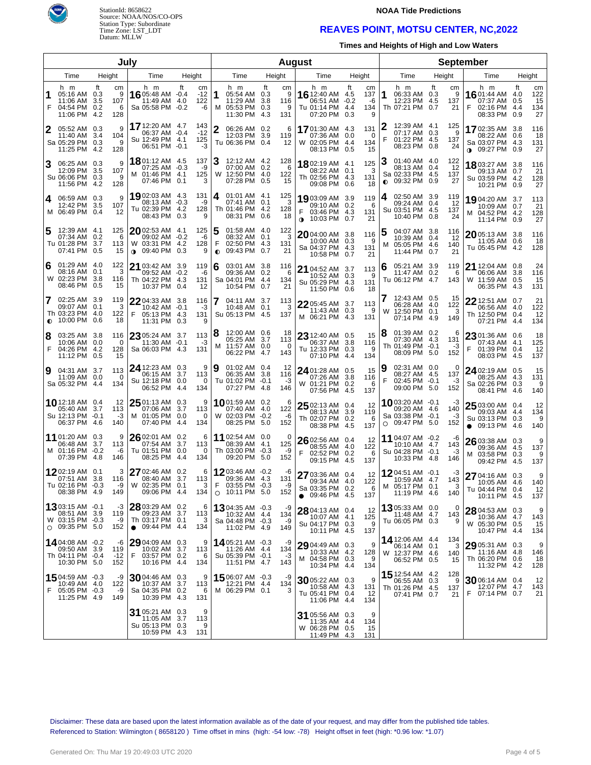StationId: 8658622
Source: NOAA/NOS/CO-OPS
Station Type: Subordinate
Time Zone: LST_LDT
Datum: MLLW

**NOAA Tide Predictions**

## REAVES POINT, MOTSU CENTER, NC,2022

**Times and Heights of High and Low Waters**

### July

| Day | Time | Height (ft) | Height (cm) |
|---|---|---|---|
| 1 F | 05:16 AM | 0.3 | 9 |
| | 11:06 AM | 3.5 | 107 |
| | 04:54 PM | 0.2 | 6 |
| | 11:06 PM | 4.2 | 128 |
| 2 Sa | 05:52 AM | 0.3 | 9 |
| | 11:40 AM | 3.4 | 104 |
| | 05:29 PM | 0.3 | 9 |
| | 11:25 PM | 4.2 | 128 |
| 3 Su | 06:25 AM | 0.3 | 9 |
| | 12:09 PM | 3.5 | 107 |
| | 06:06 PM | 0.3 | 9 |
| | 11:56 PM | 4.2 | 128 |
| 4 M | 06:59 AM | 0.3 | 9 |
| | 12:42 PM | 3.5 | 107 |
| | 06:49 PM | 0.4 | 12 |
| 5 Tu | 12:39 AM | 4.1 | 125 |
| | 07:34 AM | 0.2 | 6 |
| | 01:28 PM | 3.7 | 113 |
| | 07:41 PM | 0.5 | 15 |
| 6 W | 01:29 AM | 4.0 | 122 |
| | 08:16 AM | 0.1 | 3 |
| | 02:23 PM | 3.8 | 116 |
| | 08:46 PM | 0.5 | 15 |
| 7 Th ◐ | 02:25 AM | 3.9 | 119 |
| | 09:07 AM | 0.1 | 3 |
| | 03:23 PM | 4.0 | 122 |
| | 10:00 PM | 0.6 | 18 |
| 8 F | 03:25 AM | 3.8 | 116 |
| | 10:06 AM | 0.0 | 0 |
| | 04:26 PM | 4.2 | 128 |
| | 11:12 PM | 0.5 | 15 |
| 9 Sa | 04:31 AM | 3.7 | 113 |
| | 11:09 AM | 0.0 | 0 |
| | 05:32 PM | 4.4 | 134 |
| 10 Su | 12:18 AM | 0.4 | 12 |
| | 05:40 AM | 3.7 | 113 |
| | 12:13 PM | -0.1 | -3 |
| | 06:37 PM | 4.6 | 140 |
| 11 M | 01:20 AM | 0.3 | 9 |
| | 06:48 AM | 3.7 | 113 |
| | 01:16 PM | -0.2 | -6 |
| | 07:39 PM | 4.8 | 146 |
| 12 Tu | 02:19 AM | 0.1 | 3 |
| | 07:51 AM | 3.8 | 116 |
| | 02:16 PM | -0.3 | -9 |
| | 08:38 PM | 4.9 | 149 |
| 13 W ○ | 03:15 AM | -0.1 | -3 |
| | 08:51 AM | 3.9 | 119 |
| | 03:15 PM | -0.3 | -9 |
| | 09:35 PM | 5.0 | 152 |
| 14 Th | 04:08 AM | -0.2 | -6 |
| | 09:50 AM | 3.9 | 119 |
| | 04:11 PM | -0.4 | -12 |
| | 10:30 PM | 5.0 | 152 |
| 15 F | 04:59 AM | -0.3 | -9 |
| | 10:49 AM | 4.0 | 122 |
| | 05:05 PM | -0.3 | -9 |
| | 11:25 PM | 4.9 | 149 |
| 16 Sa | 05:48 AM | -0.4 | -12 |
| | 11:49 AM | 4.0 | 122 |
| | 05:58 PM | -0.2 | -6 |
| 17 Su | 12:20 AM | 4.7 | 143 |
| | 06:37 AM | -0.4 | -12 |
| | 12:49 PM | 4.1 | 125 |
| | 06:51 PM | -0.1 | -3 |
| 18 M | 01:12 AM | 4.5 | 137 |
| | 07:25 AM | -0.3 | -9 |
| | 01:46 PM | 4.1 | 125 |
| | 07:46 PM | 0.1 | 3 |
| 19 Tu | 02:03 AM | 4.3 | 131 |
| | 08:13 AM | -0.3 | -9 |
| | 02:39 PM | 4.2 | 128 |
| | 08:43 PM | 0.3 | 9 |
| 20 W ◑ | 02:53 AM | 4.1 | 125 |
| | 09:02 AM | -0.2 | -6 |
| | 03:31 PM | 4.2 | 128 |
| | 09:40 PM | 0.3 | 9 |
| 21 Th | 03:42 AM | 3.9 | 119 |
| | 09:52 AM | -0.2 | -6 |
| | 04:22 PM | 4.3 | 131 |
| | 10:37 PM | 0.4 | 12 |
| 22 F | 04:33 AM | 3.8 | 116 |
| | 10:42 AM | -0.1 | -3 |
| | 05:13 PM | 4.3 | 131 |
| | 11:31 PM | 0.3 | 9 |
| 23 Sa | 05:24 AM | 3.7 | 113 |
| | 11:30 AM | -0.1 | -3 |
| | 06:03 PM | 4.3 | 131 |
| 24 Su | 12:23 AM | 0.3 | 9 |
| | 06:15 AM | 3.7 | 113 |
| | 12:18 PM | 0.0 | 0 |
| | 06:52 PM | 4.4 | 134 |
| 25 M | 01:13 AM | 0.3 | 9 |
| | 07:06 AM | 3.7 | 113 |
| | 01:05 PM | 0.0 | 0 |
| | 07:40 PM | 4.4 | 134 |
| 26 Tu | 02:01 AM | 0.2 | 6 |
| | 07:54 AM | 3.7 | 113 |
| | 01:51 PM | 0.0 | 0 |
| | 08:25 PM | 4.4 | 134 |
| 27 W | 02:46 AM | 0.2 | 6 |
| | 08:40 AM | 3.7 | 113 |
| | 02:35 PM | 0.1 | 3 |
| | 09:06 PM | 4.4 | 134 |
| 28 Th ● | 03:29 AM | 0.2 | 6 |
| | 09:23 AM | 3.7 | 113 |
| | 03:17 PM | 0.1 | 3 |
| | 09:44 PM | 4.4 | 134 |
| 29 F | 04:09 AM | 0.3 | 9 |
| | 10:02 AM | 3.7 | 113 |
| | 03:57 PM | 0.2 | 6 |
| | 10:16 PM | 4.4 | 134 |
| 30 Sa | 04:46 AM | 0.3 | 9 |
| | 10:37 AM | 3.7 | 113 |
| | 04:35 PM | 0.2 | 6 |
| | 10:39 PM | 4.3 | 131 |
| 31 Su | 05:21 AM | 0.3 | 9 |
| | 11:05 AM | 3.7 | 113 |
| | 05:13 PM | 0.3 | 9 |
| | 10:59 PM | 4.3 | 131 |

### August

| Day | Time | Height (ft) | Height (cm) |
|---|---|---|---|
| 1 M | 05:54 AM | 0.3 | 9 |
| | 11:29 AM | 3.8 | 116 |
| | 05:53 PM | 0.3 | 9 |
| | 11:30 PM | 4.3 | 131 |
| 2 Tu | 06:26 AM | 0.2 | 6 |
| | 12:03 PM | 3.9 | 119 |
| | 06:36 PM | 0.4 | 12 |
| 3 W | 12:12 AM | 4.2 | 128 |
| | 07:00 AM | 0.2 | 6 |
| | 12:50 PM | 4.0 | 122 |
| | 07:28 PM | 0.5 | 15 |
| 4 Th | 01:01 AM | 4.1 | 125 |
| | 07:41 AM | 0.1 | 3 |
| | 01:46 PM | 4.2 | 128 |
| | 08:31 PM | 0.6 | 18 |
| 5 F ◐ | 01:58 AM | 4.0 | 122 |
| | 08:32 AM | 0.1 | 3 |
| | 02:50 PM | 4.3 | 131 |
| | 09:43 PM | 0.7 | 21 |
| 6 Sa | 03:01 AM | 3.8 | 116 |
| | 09:36 AM | 0.2 | 6 |
| | 04:01 PM | 4.4 | 134 |
| | 10:54 PM | 0.7 | 21 |
| 7 Su | 04:11 AM | 3.7 | 113 |
| | 10:48 AM | 0.1 | 3 |
| | 05:13 PM | 4.5 | 137 |
| 8 M | 12:00 AM | 0.6 | 18 |
| | 05:25 AM | 3.7 | 113 |
| | 11:57 AM | 0.0 | 0 |
| | 06:22 PM | 4.7 | 143 |
| 9 Tu | 01:02 AM | 0.4 | 12 |
| | 06:35 AM | 3.8 | 116 |
| | 01:02 PM | -0.1 | -3 |
| | 07:27 PM | 4.8 | 146 |
| 10 W | 01:59 AM | 0.2 | 6 |
| | 07:40 AM | 4.0 | 122 |
| | 02:03 PM | -0.2 | -6 |
| | 08:25 PM | 5.0 | 152 |
| 11 Th | 02:54 AM | 0.0 | 0 |
| | 08:39 AM | 4.1 | 125 |
| | 03:00 PM | -0.3 | -9 |
| | 09:20 PM | 5.0 | 152 |
| 12 F ○ | 03:46 AM | -0.2 | -6 |
| | 09:36 AM | 4.3 | 131 |
| | 03:55 PM | -0.3 | -9 |
| | 10:11 PM | 5.0 | 152 |
| 13 Sa | 04:35 AM | -0.3 | -9 |
| | 10:32 AM | 4.4 | 134 |
| | 04:48 PM | -0.3 | -9 |
| | 11:02 PM | 4.9 | 149 |
| 14 Su | 05:21 AM | -0.3 | -9 |
| | 11:26 AM | 4.4 | 134 |
| | 05:39 PM | -0.1 | -3 |
| | 11:51 PM | 4.7 | 143 |
| 15 M | 06:07 AM | -0.3 | -9 |
| | 12:21 PM | 4.4 | 134 |
| | 06:29 PM | 0.1 | 3 |
| 16 Tu | 12:40 AM | 4.5 | 137 |
| | 06:51 AM | -0.2 | -6 |
| | 01:14 PM | 4.4 | 134 |
| | 07:20 PM | 0.3 | 9 |
| 17 W | 01:30 AM | 4.3 | 131 |
| | 07:36 AM | 0.0 | 0 |
| | 02:05 PM | 4.4 | 134 |
| | 08:13 PM | 0.5 | 15 |
| 18 Th | 02:19 AM | 4.1 | 125 |
| | 08:22 AM | 0.1 | 3 |
| | 02:56 PM | 4.3 | 131 |
| | 09:08 PM | 0.6 | 18 |
| 19 F ◑ | 03:09 AM | 3.9 | 119 |
| | 09:10 AM | 0.2 | 6 |
| | 03:46 PM | 4.3 | 131 |
| | 10:03 PM | 0.7 | 21 |
| 20 Sa | 04:00 AM | 3.8 | 116 |
| | 10:00 AM | 0.3 | 9 |
| | 04:37 PM | 4.3 | 131 |
| | 10:58 PM | 0.7 | 21 |
| 21 Su | 04:52 AM | 3.7 | 113 |
| | 10:52 AM | 0.3 | 9 |
| | 05:29 PM | 4.3 | 131 |
| | 11:50 PM | 0.6 | 18 |
| 22 M | 05:45 AM | 3.7 | 113 |
| | 11:43 AM | 0.3 | 9 |
| | 06:21 PM | 4.3 | 131 |
| 23 Tu | 12:40 AM | 0.5 | 15 |
| | 06:37 AM | 3.8 | 116 |
| | 12:33 PM | 0.3 | 9 |
| | 07:10 PM | 4.4 | 134 |
| 24 W | 01:28 AM | 0.5 | 15 |
| | 07:26 AM | 3.8 | 116 |
| | 01:21 PM | 0.2 | 6 |
| | 07:56 PM | 4.5 | 137 |
| 25 Th | 02:13 AM | 0.4 | 12 |
| | 08:13 AM | 3.9 | 119 |
| | 02:07 PM | 0.2 | 6 |
| | 08:38 PM | 4.5 | 137 |
| 26 F | 02:56 AM | 0.4 | 12 |
| | 08:55 AM | 4.0 | 122 |
| | 02:52 PM | 0.2 | 6 |
| | 09:15 PM | 4.5 | 137 |
| 27 Sa ● | 03:36 AM | 0.4 | 12 |
| | 09:34 AM | 4.0 | 122 |
| | 03:35 PM | 0.2 | 6 |
| | 09:46 PM | 4.5 | 137 |
| 28 Su | 04:13 AM | 0.4 | 12 |
| | 10:07 AM | 4.1 | 125 |
| | 04:17 PM | 0.3 | 9 |
| | 10:11 PM | 4.5 | 137 |
| 29 M | 04:49 AM | 0.3 | 9 |
| | 10:33 AM | 4.2 | 128 |
| | 04:58 PM | 0.3 | 9 |
| | 10:34 PM | 4.4 | 134 |
| 30 Tu | 05:22 AM | 0.3 | 9 |
| | 10:58 AM | 4.3 | 131 |
| | 05:41 PM | 0.4 | 12 |
| | 11:06 PM | 4.4 | 134 |
| 31 W | 05:56 AM | 0.3 | 9 |
| | 11:35 AM | 4.4 | 134 |
| | 06:28 PM | 0.5 | 15 |
| | 11:49 PM | 4.3 | 131 |

### September

| Day | Time | Height (ft) | Height (cm) |
|---|---|---|---|
| 1 Th | 06:33 AM | 0.3 | 9 |
| | 12:23 PM | 4.5 | 137 |
| | 07:21 PM | 0.7 | 21 |
| 2 F | 12:39 AM | 4.1 | 125 |
| | 07:17 AM | 0.3 | 9 |
| | 01:22 PM | 4.5 | 137 |
| | 08:23 PM | 0.8 | 24 |
| 3 Sa ◐ | 01:40 AM | 4.0 | 122 |
| | 08:13 AM | 0.4 | 12 |
| | 02:33 PM | 4.5 | 137 |
| | 09:32 PM | 0.9 | 27 |
| 4 Su | 02:50 AM | 3.9 | 119 |
| | 09:24 AM | 0.4 | 12 |
| | 03:51 PM | 4.5 | 137 |
| | 10:40 PM | 0.8 | 24 |
| 5 M | 04:07 AM | 3.8 | 116 |
| | 10:39 AM | 0.4 | 12 |
| | 05:05 PM | 4.6 | 140 |
| | 11:44 PM | 0.7 | 21 |
| 6 Tu | 05:21 AM | 3.9 | 119 |
| | 11:47 AM | 0.2 | 6 |
| | 06:12 PM | 4.7 | 143 |
| 7 W | 12:43 AM | 0.5 | 15 |
| | 06:28 AM | 4.0 | 122 |
| | 12:50 PM | 0.1 | 3 |
| | 07:14 PM | 4.9 | 149 |
| 8 Th | 01:39 AM | 0.2 | 6 |
| | 07:30 AM | 4.3 | 131 |
| | 01:49 PM | -0.1 | -3 |
| | 08:09 PM | 5.0 | 152 |
| 9 F | 02:31 AM | 0.0 | 0 |
| | 08:27 AM | 4.5 | 137 |
| | 02:45 PM | -0.1 | -3 |
| | 09:00 PM | 5.0 | 152 |
| 10 Sa ○ | 03:20 AM | -0.1 | -3 |
| | 09:20 AM | 4.6 | 140 |
| | 03:38 PM | -0.1 | -3 |
| | 09:47 PM | 5.0 | 152 |
| 11 Su | 04:07 AM | -0.2 | -6 |
| | 10:10 AM | 4.7 | 143 |
| | 04:28 PM | -0.1 | -3 |
| | 10:33 PM | 4.8 | 146 |
| 12 M | 04:51 AM | -0.1 | -3 |
| | 10:59 AM | 4.7 | 143 |
| | 05:17 PM | 0.1 | 3 |
| | 11:19 PM | 4.6 | 140 |
| 13 Tu | 05:33 AM | 0.0 | 0 |
| | 11:48 AM | 4.7 | 143 |
| | 06:05 PM | 0.3 | 9 |
| 14 W | 12:06 AM | 4.4 | 134 |
| | 06:14 AM | 0.1 | 3 |
| | 12:37 PM | 4.6 | 140 |
| | 06:52 PM | 0.5 | 15 |
| 15 Th | 12:54 AM | 4.2 | 128 |
| | 06:55 AM | 0.3 | 9 |
| | 01:26 PM | 4.5 | 137 |
| | 07:41 PM | 0.7 | 21 |
| 16 F | 01:44 AM | 4.0 | 122 |
| | 07:37 AM | 0.5 | 15 |
| | 02:16 PM | 4.4 | 134 |
| | 08:33 PM | 0.9 | 27 |
| 17 Sa ◑ | 02:35 AM | 3.8 | 116 |
| | 08:22 AM | 0.6 | 18 |
| | 03:07 PM | 4.3 | 131 |
| | 09:27 PM | 0.9 | 27 |
| 18 Su | 03:27 AM | 3.8 | 116 |
| | 09:13 AM | 0.7 | 21 |
| | 03:59 PM | 4.2 | 128 |
| | 10:21 PM | 0.9 | 27 |
| 19 M | 04:20 AM | 3.7 | 113 |
| | 10:09 AM | 0.7 | 21 |
| | 04:52 PM | 4.2 | 128 |
| | 11:14 PM | 0.9 | 27 |
| 20 Tu | 05:13 AM | 3.8 | 116 |
| | 11:05 AM | 0.6 | 18 |
| | 05:45 PM | 4.2 | 128 |
| 21 W | 12:04 AM | 0.8 | 24 |
| | 06:06 AM | 3.8 | 116 |
| | 11:59 AM | 0.5 | 15 |
| | 06:35 PM | 4.3 | 131 |
| 22 Th | 12:51 AM | 0.7 | 21 |
| | 06:56 AM | 4.0 | 122 |
| | 12:50 PM | 0.4 | 12 |
| | 07:21 PM | 4.4 | 134 |
| 23 F | 01:36 AM | 0.6 | 18 |
| | 07:43 AM | 4.1 | 125 |
| | 01:39 PM | 0.4 | 12 |
| | 08:03 PM | 4.5 | 137 |
| 24 Sa | 02:19 AM | 0.5 | 15 |
| | 08:25 AM | 4.3 | 131 |
| | 02:26 PM | 0.3 | 9 |
| | 08:41 PM | 4.6 | 140 |
| 25 Su ● | 03:00 AM | 0.4 | 12 |
| | 09:03 AM | 4.4 | 134 |
| | 03:13 PM | 0.3 | 9 |
| | 09:13 PM | 4.6 | 140 |
| 26 M | 03:38 AM | 0.3 | 9 |
| | 09:36 AM | 4.5 | 137 |
| | 03:58 PM | 0.3 | 9 |
| | 09:42 PM | 4.5 | 137 |
| 27 Tu | 04:16 AM | 0.3 | 9 |
| | 10:05 AM | 4.6 | 140 |
| | 04:44 PM | 0.4 | 12 |
| | 10:11 PM | 4.5 | 137 |
| 28 W | 04:53 AM | 0.3 | 9 |
| | 10:36 AM | 4.7 | 143 |
| | 05:30 PM | 0.5 | 15 |
| | 10:47 PM | 4.4 | 134 |
| 29 Th | 05:31 AM | 0.3 | 9 |
| | 11:16 AM | 4.8 | 146 |
| | 06:20 PM | 0.6 | 18 |
| | 11:32 PM | 4.2 | 128 |
| 30 F | 06:14 AM | 0.4 | 12 |
| | 12:07 PM | 4.7 | 143 |
| | 07:14 PM | 0.7 | 21 |

Disclaimer: These data are based upon the latest information available as of the date of your request, and may differ from the published tide tables.
Referenced to Station: Wilmington ( 8658120 ) Time offset in mins (high: -54 low: -78) Height offset in feet (high: *0.96 low: *1.07)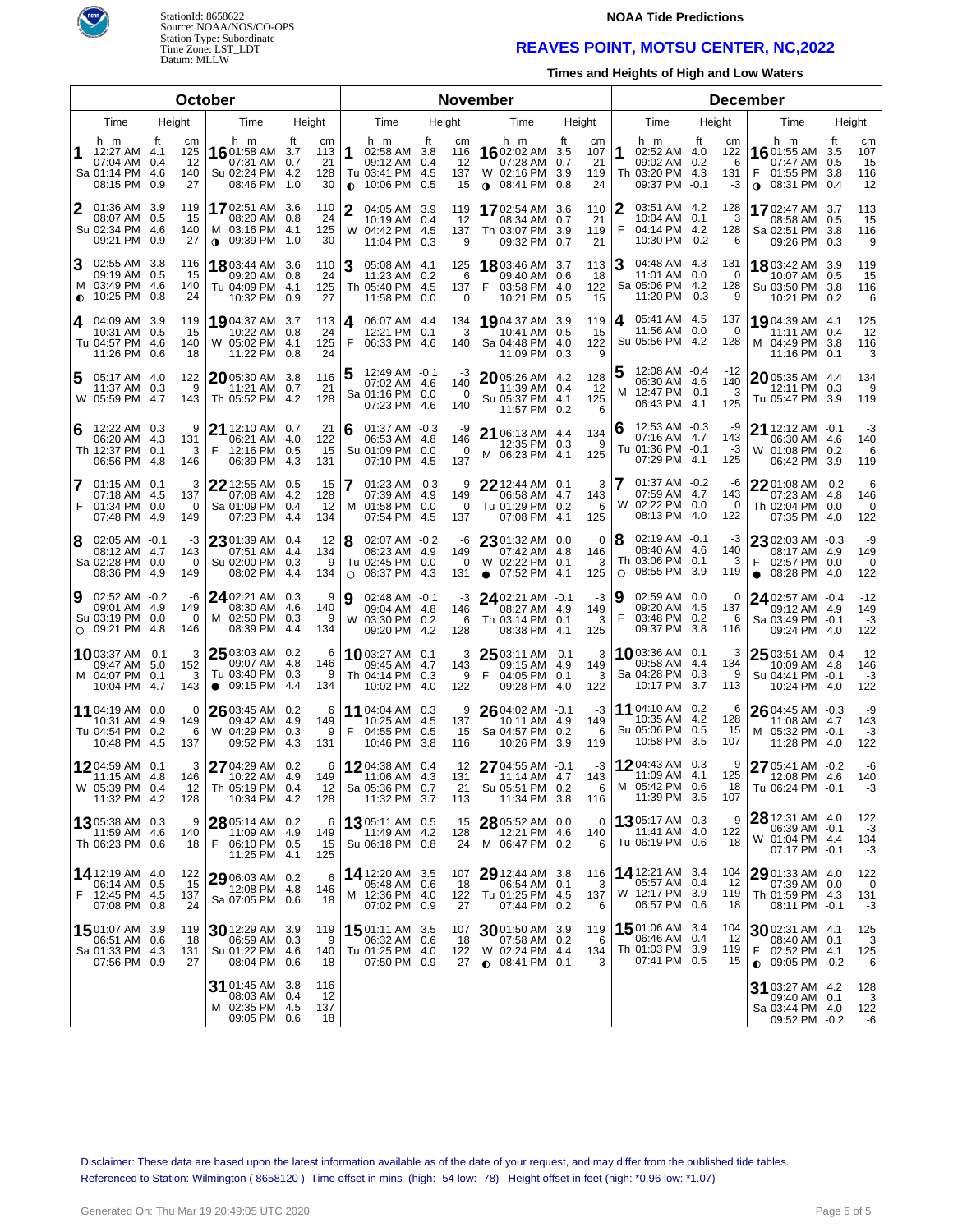StationId: 8658622
Source: NOAA/NOS/CO-OPS
Station Type: Subordinate
Time Zone: LST_LDT
Datum: MLLW

**NOAA Tide Predictions**

## REAVES POINT, MOTSU CENTER, NC,2022

**Times and Heights of High and Low Waters**

### October

| Day | Time | ft | cm | Day | Time | ft | cm |
|---|---|---|---|---|---|---|---|
| 1 Sa | 12:27 AM | 4.1 | 125 | 16 Su | 01:58 AM | 3.7 | 113 |
| | 07:04 AM | 0.4 | 12 | | 07:31 AM | 0.7 | 21 |
| | 01:14 PM | 4.6 | 140 | | 02:24 PM | 4.2 | 128 |
| | 08:15 PM | 0.9 | 27 | | 08:46 PM | 1.0 | 30 |
| 2 Su | 01:36 AM | 3.9 | 119 | 17 M ◑ | 02:51 AM | 3.6 | 110 |
| | 08:07 AM | 0.5 | 15 | | 08:20 AM | 0.8 | 24 |
| | 02:34 PM | 4.6 | 140 | | 03:16 PM | 4.1 | 125 |
| | 09:21 PM | 0.9 | 27 | | 09:39 PM | 1.0 | 30 |
| 3 M ◐ | 02:55 AM | 3.8 | 116 | 18 Tu | 03:44 AM | 3.6 | 110 |
| | 09:19 AM | 0.5 | 15 | | 09:20 AM | 0.8 | 24 |
| | 03:49 PM | 4.6 | 140 | | 04:09 PM | 4.1 | 125 |
| | 10:25 PM | 0.8 | 24 | | 10:32 PM | 0.9 | 27 |
| 4 Tu | 04:09 AM | 3.9 | 119 | 19 W | 04:37 AM | 3.7 | 113 |
| | 10:31 AM | 0.5 | 15 | | 10:22 AM | 0.8 | 24 |
| | 04:57 PM | 4.6 | 140 | | 05:02 PM | 4.1 | 125 |
| | 11:26 PM | 0.6 | 18 | | 11:22 PM | 0.8 | 24 |
| 5 W | 05:17 AM | 4.0 | 122 | 20 Th | 05:30 AM | 3.8 | 116 |
| | 11:37 AM | 0.3 | 9 | | 11:21 AM | 0.7 | 21 |
| | 05:59 PM | 4.7 | 143 | | 05:52 PM | 4.2 | 128 |
| 6 Th | 12:22 AM | 0.3 | 9 | 21 F | 12:10 AM | 0.7 | 21 |
| | 06:20 AM | 4.3 | 131 | | 06:21 AM | 4.0 | 122 |
| | 12:37 PM | 0.1 | 3 | | 12:16 PM | 0.5 | 15 |
| | 06:56 PM | 4.8 | 146 | | 06:39 PM | 4.3 | 131 |
| 7 F | 01:15 AM | 0.1 | 3 | 22 Sa | 12:55 AM | 0.5 | 15 |
| | 07:18 AM | 4.5 | 137 | | 07:08 AM | 4.2 | 128 |
| | 01:34 PM | 0.0 | 0 | | 01:09 PM | 0.4 | 12 |
| | 07:48 PM | 4.9 | 149 | | 07:23 PM | 4.4 | 134 |
| 8 Sa | 02:05 AM | -0.1 | -3 | 23 Su | 01:39 AM | 0.4 | 12 |
| | 08:12 AM | 4.7 | 143 | | 07:51 AM | 4.4 | 134 |
| | 02:28 PM | 0.0 | 0 | | 02:00 PM | 0.3 | 9 |
| | 08:36 PM | 4.9 | 149 | | 08:02 PM | 4.4 | 134 |
| 9 Su ○ | 02:52 AM | -0.2 | -6 | 24 M | 02:21 AM | 0.3 | 9 |
| | 09:01 AM | 4.9 | 149 | | 08:30 AM | 4.6 | 140 |
| | 03:19 PM | 0.0 | 0 | | 02:50 PM | 0.3 | 9 |
| | 09:21 PM | 4.8 | 146 | | 08:39 PM | 4.4 | 134 |
| 10 M | 03:37 AM | -0.1 | -3 | 25 Tu ● | 03:03 AM | 0.2 | 6 |
| | 09:47 AM | 5.0 | 152 | | 09:07 AM | 4.8 | 146 |
| | 04:07 PM | 0.1 | 3 | | 03:40 PM | 0.3 | 9 |
| | 10:04 PM | 4.7 | 143 | | 09:15 PM | 4.4 | 134 |
| 11 Tu | 04:19 AM | 0.0 | 0 | 26 W | 03:45 AM | 0.2 | 6 |
| | 10:31 AM | 4.9 | 149 | | 09:42 AM | 4.9 | 149 |
| | 04:54 PM | 0.2 | 6 | | 04:29 PM | 0.3 | 9 |
| | 10:48 PM | 4.5 | 137 | | 09:52 PM | 4.3 | 131 |
| 12 W | 04:59 AM | 0.1 | 3 | 27 Th | 04:29 AM | 0.2 | 6 |
| | 11:15 AM | 4.8 | 146 | | 10:22 AM | 4.9 | 149 |
| | 05:39 PM | 0.4 | 12 | | 05:19 PM | 0.4 | 12 |
| | 11:32 PM | 4.2 | 128 | | 10:34 PM | 4.2 | 128 |
| 13 Th | 05:38 AM | 0.3 | 9 | 28 F | 05:14 AM | 0.2 | 6 |
| | 11:59 AM | 4.6 | 140 | | 11:09 AM | 4.9 | 149 |
| | 06:23 PM | 0.6 | 18 | | 06:10 PM | 0.5 | 15 |
| | | | | | 11:25 PM | 4.1 | 125 |
| 14 F | 12:19 AM | 4.0 | 122 | 29 Sa | 06:03 AM | 0.2 | 6 |
| | 06:14 AM | 0.5 | 15 | | 12:08 PM | 4.8 | 146 |
| | 12:45 PM | 4.5 | 137 | | 07:05 PM | 0.6 | 18 |
| | 07:08 PM | 0.8 | 24 | | | | |
| 15 Sa | 01:07 AM | 3.9 | 119 | 30 Su | 12:29 AM | 3.9 | 119 |
| | 06:51 AM | 0.6 | 18 | | 06:59 AM | 0.3 | 9 |
| | 01:33 PM | 4.3 | 131 | | 01:22 PM | 4.6 | 140 |
| | 07:56 PM | 0.9 | 27 | | 08:04 PM | 0.6 | 18 |
| | | | | 31 M | 01:45 AM | 3.8 | 116 |
| | | | | | 08:03 AM | 0.4 | 12 |
| | | | | | 02:35 PM | 4.5 | 137 |
| | | | | | 09:05 PM | 0.6 | 18 |

### November

| Day | Time | ft | cm | Day | Time | ft | cm |
|---|---|---|---|---|---|---|---|
| 1 Tu ◐ | 02:58 AM | 3.8 | 116 | 16 W ◑ | 02:02 AM | 3.5 | 107 |
| | 09:12 AM | 0.4 | 12 | | 07:28 AM | 0.7 | 21 |
| | 03:41 PM | 4.5 | 137 | | 02:16 PM | 3.9 | 119 |
| | 10:06 PM | 0.5 | 15 | | 08:41 PM | 0.8 | 24 |
| 2 W | 04:05 AM | 3.9 | 119 | 17 Th | 02:54 AM | 3.6 | 110 |
| | 10:19 AM | 0.4 | 12 | | 08:34 AM | 0.7 | 21 |
| | 04:42 PM | 4.5 | 137 | | 03:07 PM | 3.9 | 119 |
| | 11:04 PM | 0.3 | 9 | | 09:32 PM | 0.7 | 21 |
| 3 Th | 05:08 AM | 4.1 | 125 | 18 F | 03:46 AM | 3.7 | 113 |
| | 11:23 AM | 0.2 | 6 | | 09:40 AM | 0.6 | 18 |
| | 05:40 PM | 4.5 | 137 | | 03:58 PM | 4.0 | 122 |
| | 11:58 PM | 0.0 | 0 | | 10:21 PM | 0.5 | 15 |
| 4 F | 06:07 AM | 4.4 | 134 | 19 Sa | 04:37 AM | 3.9 | 119 |
| | 12:21 PM | 0.1 | 3 | | 10:41 AM | 0.5 | 15 |
| | 06:33 PM | 4.6 | 140 | | 04:48 PM | 4.0 | 122 |
| | | | | | 11:09 PM | 0.3 | 9 |
| 5 Sa | 12:49 AM | -0.1 | -3 | 20 Su | 05:26 AM | 4.2 | 128 |
| | 07:02 AM | 4.6 | 140 | | 11:39 AM | 0.4 | 12 |
| | 01:16 PM | 0.0 | 0 | | 05:37 PM | 4.1 | 125 |
| | 07:23 PM | 4.6 | 140 | | 11:57 PM | 0.2 | 6 |
| 6 Su | 01:37 AM | -0.3 | -9 | 21 M | 06:13 AM | 4.4 | 134 |
| | 06:53 AM | 4.8 | 146 | | 12:35 PM | 0.3 | 9 |
| | 01:09 PM | 0.0 | 0 | | 06:23 PM | 4.1 | 125 |
| | 07:10 PM | 4.5 | 137 | | | | |
| 7 M | 01:23 AM | -0.3 | -9 | 22 Tu | 12:44 AM | 0.1 | 3 |
| | 07:39 AM | 4.9 | 149 | | 06:58 AM | 4.7 | 143 |
| | 01:58 PM | 0.0 | 0 | | 01:29 PM | 0.2 | 6 |
| | 07:54 PM | 4.5 | 137 | | 07:08 PM | 4.1 | 125 |
| 8 Tu ○ | 02:07 AM | -0.2 | -6 | 23 W ● | 01:32 AM | 0.0 | 0 |
| | 08:23 AM | 4.9 | 149 | | 07:42 AM | 4.8 | 146 |
| | 02:45 PM | 0.0 | 0 | | 02:22 PM | 0.1 | 3 |
| | 08:37 PM | 4.3 | 131 | | 07:52 PM | 4.1 | 125 |
| 9 W | 02:48 AM | -0.1 | -3 | 24 Th | 02:21 AM | -0.1 | -3 |
| | 09:04 AM | 4.8 | 146 | | 08:27 AM | 4.9 | 149 |
| | 03:30 PM | 0.2 | 6 | | 03:14 PM | 0.1 | 3 |
| | 09:20 PM | 4.2 | 128 | | 08:38 PM | 4.1 | 125 |
| 10 Th | 03:27 AM | 0.1 | 3 | 25 F | 03:11 AM | -0.1 | -3 |
| | 09:45 AM | 4.7 | 143 | | 09:15 AM | 4.9 | 149 |
| | 04:14 PM | 0.3 | 9 | | 04:05 PM | 0.1 | 3 |
| | 10:02 PM | 4.0 | 122 | | 09:28 PM | 4.0 | 122 |
| 11 F | 04:04 AM | 0.3 | 9 | 26 Sa | 04:02 AM | -0.1 | -3 |
| | 10:25 AM | 4.5 | 137 | | 10:11 AM | 4.9 | 149 |
| | 04:55 PM | 0.5 | 15 | | 04:57 PM | 0.2 | 6 |
| | 10:46 PM | 3.8 | 116 | | 10:26 PM | 3.9 | 119 |
| 12 Sa | 04:38 AM | 0.4 | 12 | 27 Su | 04:55 AM | -0.1 | -3 |
| | 11:06 AM | 4.3 | 131 | | 11:14 AM | 4.7 | 143 |
| | 05:36 PM | 0.7 | 21 | | 05:51 PM | 0.2 | 6 |
| | 11:32 PM | 3.7 | 113 | | 11:34 PM | 3.8 | 116 |
| 13 Su | 05:11 AM | 0.5 | 15 | 28 M | 05:52 AM | 0.0 | 0 |
| | 11:49 AM | 4.2 | 128 | | 12:21 PM | 4.6 | 140 |
| | 06:18 PM | 0.8 | 24 | | 06:47 PM | 0.2 | 6 |
| 14 M | 12:20 AM | 3.5 | 107 | 29 Tu | 12:44 AM | 3.8 | 116 |
| | 05:48 AM | 0.6 | 18 | | 06:54 AM | 0.1 | 3 |
| | 12:36 PM | 4.0 | 122 | | 01:25 PM | 4.5 | 137 |
| | 07:02 PM | 0.9 | 27 | | 07:44 PM | 0.2 | 6 |
| 15 Tu | 01:11 AM | 3.5 | 107 | 30 W ◐ | 01:50 AM | 3.9 | 119 |
| | 06:32 AM | 0.6 | 18 | | 07:58 AM | 0.2 | 6 |
| | 01:25 PM | 4.0 | 122 | | 02:24 PM | 4.4 | 134 |
| | 07:50 PM | 0.9 | 27 | | 08:41 PM | 0.1 | 3 |

### December

| Day | Time | ft | cm | Day | Time | ft | cm |
|---|---|---|---|---|---|---|---|
| 1 Th | 02:52 AM | 4.0 | 122 | 16 F ◑ | 01:55 AM | 3.5 | 107 |
| | 09:02 AM | 0.2 | 6 | | 07:47 AM | 0.5 | 15 |
| | 03:20 PM | 4.3 | 131 | | 01:55 PM | 3.8 | 116 |
| | 09:37 PM | -0.1 | -3 | | 08:31 PM | 0.4 | 12 |
| 2 F | 03:51 AM | 4.2 | 128 | 17 Sa | 02:47 AM | 3.7 | 113 |
| | 10:04 AM | 0.1 | 3 | | 08:58 AM | 0.5 | 15 |
| | 04:14 PM | 4.2 | 128 | | 02:51 PM | 3.8 | 116 |
| | 10:30 PM | -0.2 | -6 | | 09:26 PM | 0.3 | 9 |
| 3 Sa | 04:48 AM | 4.3 | 131 | 18 Su | 03:42 AM | 3.9 | 119 |
| | 11:01 AM | 0.0 | 0 | | 10:07 AM | 0.5 | 15 |
| | 05:06 PM | 4.2 | 128 | | 03:50 PM | 3.8 | 116 |
| | 11:20 PM | -0.3 | -9 | | 10:21 PM | 0.2 | 6 |
| 4 Su | 05:41 AM | 4.5 | 137 | 19 M | 04:39 AM | 4.1 | 125 |
| | 11:56 AM | 0.0 | 0 | | 11:11 AM | 0.4 | 12 |
| | 05:56 PM | 4.2 | 128 | | 04:49 PM | 3.8 | 116 |
| | | | | | 11:16 PM | 0.1 | 3 |
| 5 M | 12:08 AM | -0.4 | -12 | 20 Tu | 05:35 AM | 4.4 | 134 |
| | 06:30 AM | 4.6 | 140 | | 12:11 PM | 0.3 | 9 |
| | 12:47 PM | -0.1 | -3 | | 05:47 PM | 3.9 | 119 |
| | 06:43 PM | 4.1 | 125 | | | | |
| 6 Tu | 12:53 AM | -0.3 | -9 | 21 W | 12:12 AM | -0.1 | -3 |
| | 07:16 AM | 4.7 | 143 | | 06:30 AM | 4.6 | 140 |
| | 01:36 PM | -0.1 | -3 | | 01:08 PM | 0.2 | 6 |
| | 07:29 PM | 4.1 | 125 | | 06:42 PM | 3.9 | 119 |
| 7 W | 01:37 AM | -0.2 | -6 | 22 Th | 01:08 AM | -0.2 | -6 |
| | 07:59 AM | 4.7 | 143 | | 07:23 AM | 4.8 | 146 |
| | 02:22 PM | 0.0 | 0 | | 02:04 PM | 0.0 | 0 |
| | 08:13 PM | 4.0 | 122 | | 07:35 PM | 4.0 | 122 |
| 8 Th ○ | 02:19 AM | -0.1 | -3 | 23 F ● | 02:03 AM | -0.3 | -9 |
| | 08:40 AM | 4.6 | 140 | | 08:17 AM | 4.9 | 149 |
| | 03:06 PM | 0.1 | 3 | | 02:57 PM | 0.0 | 0 |
| | 08:55 PM | 3.9 | 119 | | 08:28 PM | 4.0 | 122 |
| 9 F | 02:59 AM | 0.0 | 0 | 24 Sa | 02:57 AM | -0.4 | -12 |
| | 09:20 AM | 4.5 | 137 | | 09:12 AM | 4.9 | 149 |
| | 03:48 PM | 0.2 | 6 | | 03:49 PM | -0.1 | -3 |
| | 09:37 PM | 3.8 | 116 | | 09:24 PM | 4.0 | 122 |
| 10 Sa | 03:36 AM | 0.1 | 3 | 25 Su | 03:51 AM | -0.4 | -12 |
| | 09:58 AM | 4.4 | 134 | | 10:09 AM | 4.8 | 146 |
| | 04:28 PM | 0.3 | 9 | | 04:41 PM | -0.1 | -3 |
| | 10:17 PM | 3.7 | 113 | | 10:24 PM | 4.0 | 122 |
| 11 Su | 04:10 AM | 0.2 | 6 | 26 M | 04:45 AM | -0.3 | -9 |
| | 10:35 AM | 4.2 | 128 | | 11:08 AM | 4.7 | 143 |
| | 05:06 PM | 0.5 | 15 | | 05:32 PM | -0.1 | -3 |
| | 10:58 PM | 3.5 | 107 | | 11:28 PM | 4.0 | 122 |
| 12 M | 04:43 AM | 0.3 | 9 | 27 Tu | 05:41 AM | -0.2 | -6 |
| | 11:09 AM | 4.1 | 125 | | 12:08 PM | 4.6 | 140 |
| | 05:42 PM | 0.6 | 18 | | 06:24 PM | -0.1 | -3 |
| | 11:39 PM | 3.5 | 107 | | | | |
| 13 Tu | 05:17 AM | 0.3 | 9 | 28 W | 12:31 AM | 4.0 | 122 |
| | 11:41 AM | 4.0 | 122 | | 06:39 AM | -0.1 | -3 |
| | 06:19 PM | 0.6 | 18 | | 01:04 PM | 4.4 | 134 |
| | | | | | 07:17 PM | -0.1 | -3 |
| 14 W | 12:21 AM | 3.4 | 104 | 29 Th | 01:33 AM | 4.0 | 122 |
| | 05:57 AM | 0.4 | 12 | | 07:39 AM | 0.0 | 0 |
| | 12:17 PM | 3.9 | 119 | | 01:59 PM | 4.3 | 131 |
| | 06:57 PM | 0.6 | 18 | | 08:11 PM | -0.1 | -3 |
| 15 Th | 01:06 AM | 3.4 | 104 | 30 F ◐ | 02:31 AM | 4.1 | 125 |
| | 06:46 AM | 0.4 | 12 | | 08:40 AM | 0.1 | 3 |
| | 01:03 PM | 3.9 | 119 | | 02:52 PM | 4.1 | 125 |
| | 07:41 PM | 0.5 | 15 | | 09:05 PM | -0.2 | -6 |
| | | | | 31 Sa | 03:27 AM | 4.2 | 128 |
| | | | | | 09:40 AM | 0.1 | 3 |
| | | | | | 03:44 PM | 4.0 | 122 |
| | | | | | 09:52 PM | -0.2 | -6 |

Disclaimer: These data are based upon the latest information available as of the date of your request, and may differ from the published tide tables.
Referenced to Station: Wilmington ( 8658120 ) Time offset in mins (high: -54 low: -78) Height offset in feet (high: *0.96 low: *1.07)

Generated On: Thu Mar 19 20:49:05 UTC 2020